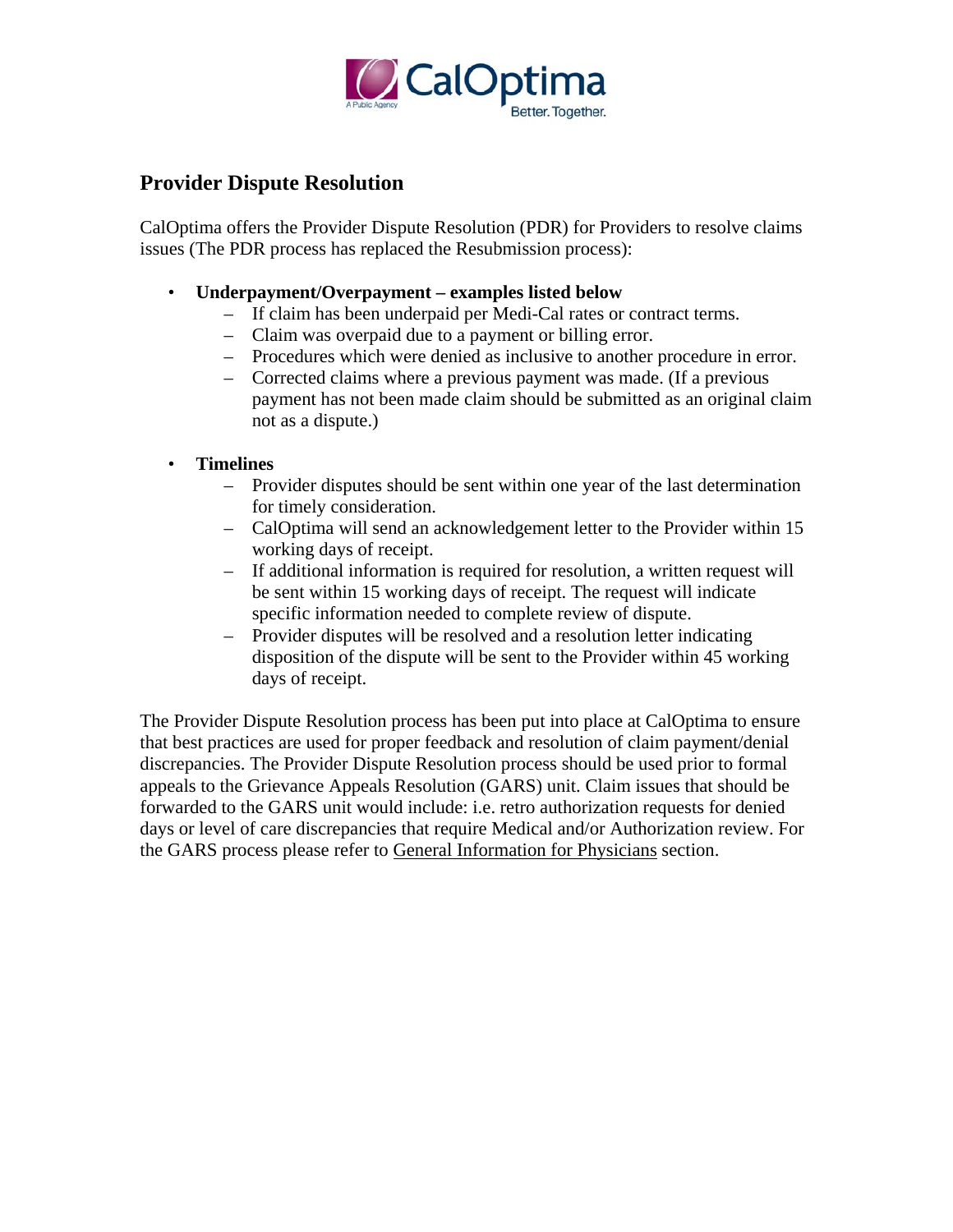## Provider Dispute Resolution

CalOptima offers the Provider Dispute Resolution (PDR) for Providers to resolve claims issues (The PDR process has replaced the Resubmission process):

- **Underpayment/Overpayment – examples listed below**
  - If claim has been underpaid per Medi-Cal rates or contract terms.
  - Claim was overpaid due to a payment or billing error.
  - Procedures which were denied as inclusive to another procedure in error.
  - Corrected claims where a previous payment was made. (If a previous payment has not been made claim should be submitted as an original claim not as a dispute.)

- **Timelines**
  - Provider disputes should be sent within one year of the last determination for timely consideration.
  - CalOptima will send an acknowledgement letter to the Provider within 15 working days of receipt.
  - If additional information is required for resolution, a written request will be sent within 15 working days of receipt. The request will indicate specific information needed to complete review of dispute.
  - Provider disputes will be resolved and a resolution letter indicating disposition of the dispute will be sent to the Provider within 45 working days of receipt.

The Provider Dispute Resolution process has been put into place at CalOptima to ensure that best practices are used for proper feedback and resolution of claim payment/denial discrepancies. The Provider Dispute Resolution process should be used prior to formal appeals to the Grievance Appeals Resolution (GARS) unit. Claim issues that should be forwarded to the GARS unit would include: i.e. retro authorization requests for denied days or level of care discrepancies that require Medical and/or Authorization review. For the GARS process please refer to General Information for Physicians section.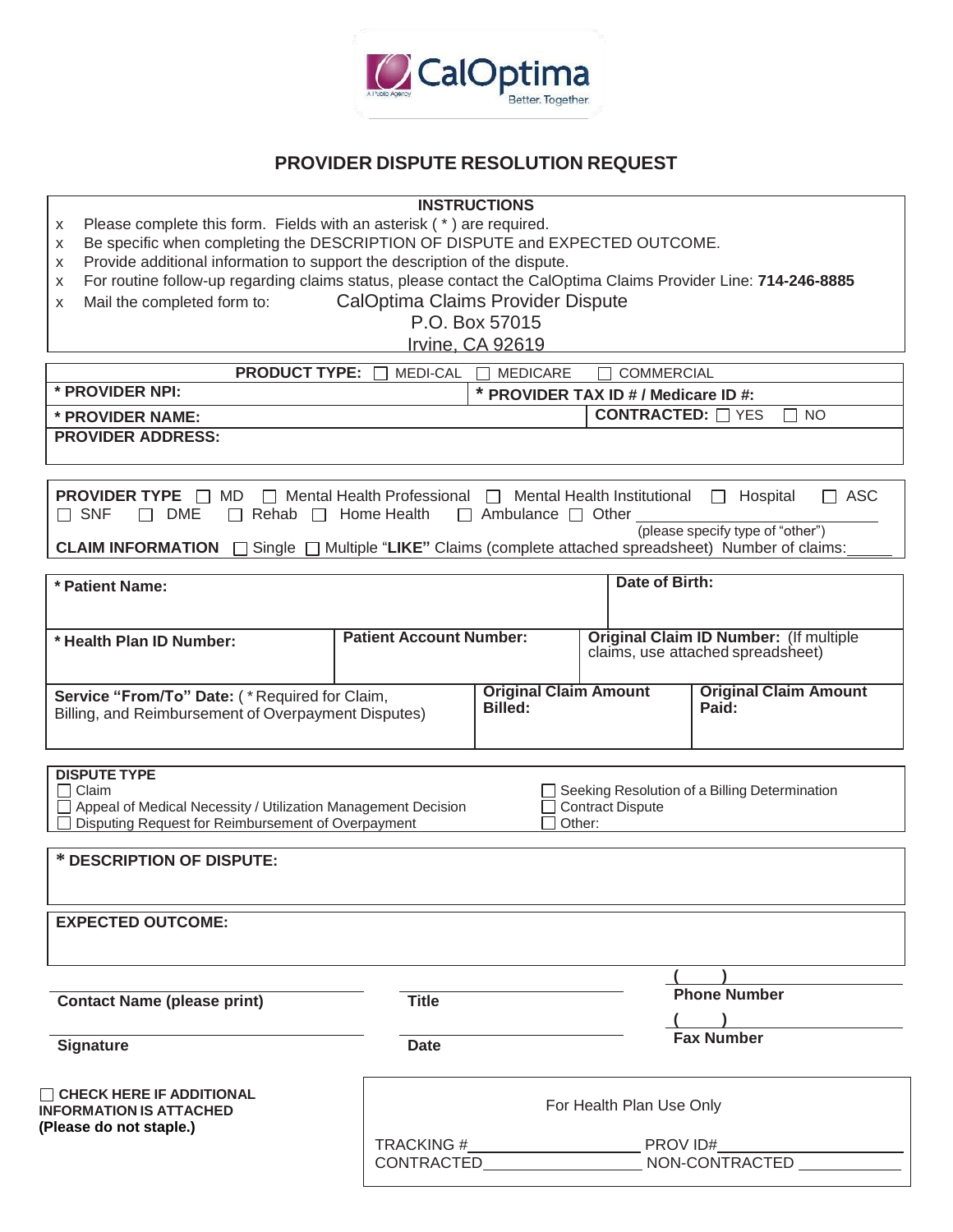CalOptima
A Public Agency
Better. Together.

# PROVIDER DISPUTE RESOLUTION REQUEST

**INSTRUCTIONS**

- Please complete this form. Fields with an asterisk ( * ) are required.
- Be specific when completing the DESCRIPTION OF DISPUTE and EXPECTED OUTCOME.
- Provide additional information to support the description of the dispute.
- For routine follow-up regarding claims status, please contact the CalOptima Claims Provider Line: **714-246-8885**
- Mail the completed form to: CalOptima Claims Provider Dispute
  P.O. Box 57015
  Irvine, CA 92619

**PRODUCT TYPE:** ☐ MEDI-CAL ☐ MEDICARE ☐ COMMERCIAL

| **\* PROVIDER NPI:** | **\* PROVIDER TAX ID # / Medicare ID #:** |
|---|---|
| **\* PROVIDER NAME:** | **CONTRACTED:** ☐ YES ☐ NO |
| **PROVIDER ADDRESS:** | |

**PROVIDER TYPE** ☐ MD ☐ Mental Health Professional ☐ Mental Health Institutional ☐ Hospital ☐ ASC ☐ SNF ☐ DME ☐ Rehab ☐ Home Health ☐ Ambulance ☐ Other ____________________
(please specify type of "other")

**CLAIM INFORMATION** ☐ Single ☐ Multiple "**LIKE**" Claims (complete attached spreadsheet) Number of claims:_____

| **\* Patient Name:** | | **Date of Birth:** |
|---|---|---|
| **\* Health Plan ID Number:** | **Patient Account Number:** | **Original Claim ID Number:** (If multiple claims, use attached spreadsheet) |

| **Service "From/To" Date:** ( * Required for Claim, Billing, and Reimbursement of Overpayment Disputes) | **Original Claim Amount Billed:** | **Original Claim Amount Paid:** |
|---|---|---|

**DISPUTE TYPE**

☐ Claim
☐ Appeal of Medical Necessity / Utilization Management Decision
☐ Disputing Request for Reimbursement of Overpayment
☐ Seeking Resolution of a Billing Determination
☐ Contract Dispute
☐ Other:

**\* DESCRIPTION OF DISPUTE:**

**EXPECTED OUTCOME:**

| **Contact Name (please print)** | **Title** | **Phone Number** ( ) |
|---|---|---|
| **Signature** | **Date** | **Fax Number** ( ) |

☐ **CHECK HERE IF ADDITIONAL INFORMATION IS ATTACHED (Please do not staple.)**

For Health Plan Use Only

TRACKING #____________________ PROV ID#____________________
CONTRACTED____________________ NON-CONTRACTED ____________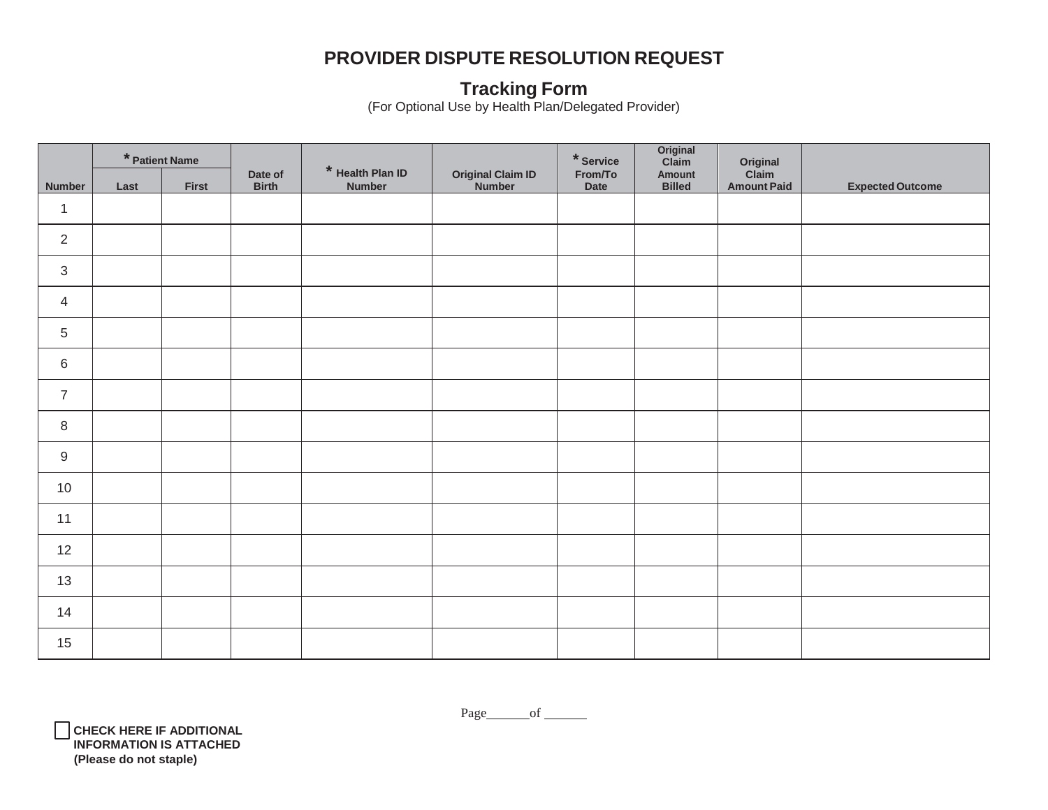# PROVIDER DISPUTE RESOLUTION REQUEST

## Tracking Form

(For Optional Use by Health Plan/Delegated Provider)

| Number | * Patient Name | | Date of Birth | * Health Plan ID Number | Original Claim ID Number | * Service From/To Date | Original Claim Amount Billed | Original Claim Amount Paid | Expected Outcome |
|---|---|---|---|---|---|---|---|---|---|
| | Last | First | | | | | | | |
| 1 | | | | | | | | | |
| 2 | | | | | | | | | |
| 3 | | | | | | | | | |
| 4 | | | | | | | | | |
| 5 | | | | | | | | | |
| 6 | | | | | | | | | |
| 7 | | | | | | | | | |
| 8 | | | | | | | | | |
| 9 | | | | | | | | | |
| 10 | | | | | | | | | |
| 11 | | | | | | | | | |
| 12 | | | | | | | | | |
| 13 | | | | | | | | | |
| 14 | | | | | | | | | |
| 15 | | | | | | | | | |

Page______of ______

☐ **CHECK HERE IF ADDITIONAL INFORMATION IS ATTACHED (Please do not staple)**